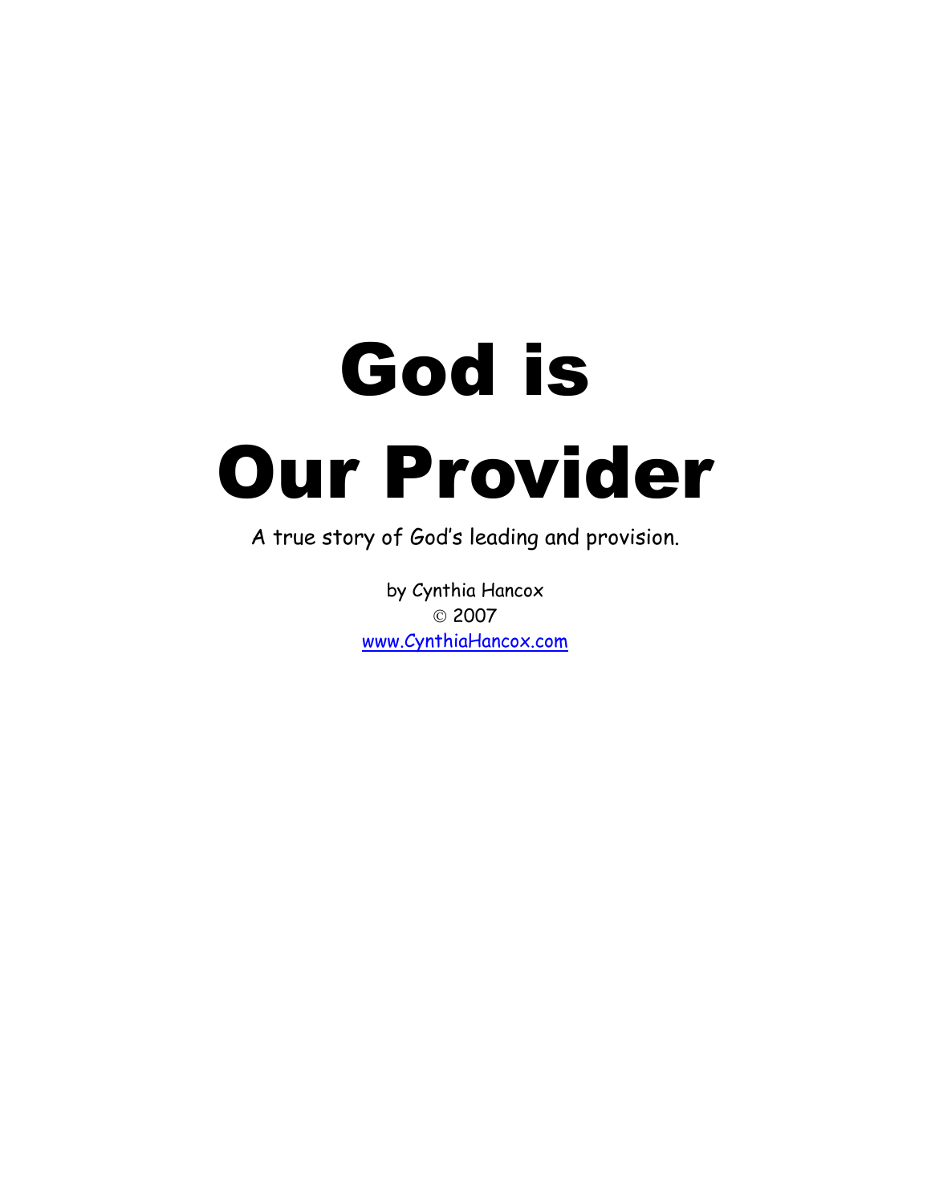# God is Our Provider

A true story of God's leading and provision.

by Cynthia Hancox
© 2007
[www.CynthiaHancox.com](http://www.CynthiaHancox.com)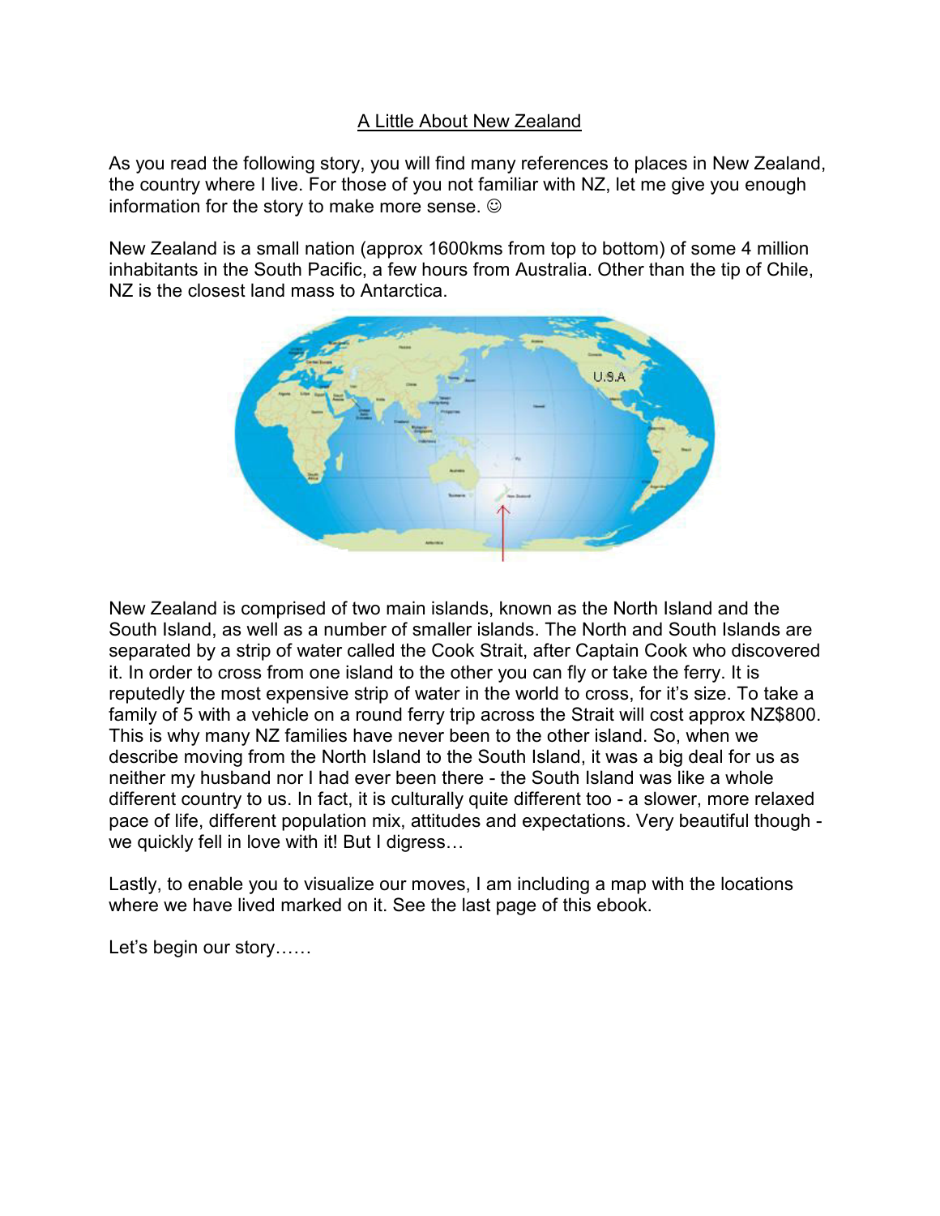## A Little About New Zealand

As you read the following story, you will find many references to places in New Zealand, the country where I live. For those of you not familiar with NZ, let me give you enough information for the story to make more sense. ☺

New Zealand is a small nation (approx 1600kms from top to bottom) of some 4 million inhabitants in the South Pacific, a few hours from Australia. Other than the tip of Chile, NZ is the closest land mass to Antarctica.

New Zealand is comprised of two main islands, known as the North Island and the South Island, as well as a number of smaller islands. The North and South Islands are separated by a strip of water called the Cook Strait, after Captain Cook who discovered it. In order to cross from one island to the other you can fly or take the ferry. It is reputedly the most expensive strip of water in the world to cross, for it's size. To take a family of 5 with a vehicle on a round ferry trip across the Strait will cost approx NZ$800. This is why many NZ families have never been to the other island. So, when we describe moving from the North Island to the South Island, it was a big deal for us as neither my husband nor I had ever been there - the South Island was like a whole different country to us. In fact, it is culturally quite different too - a slower, more relaxed pace of life, different population mix, attitudes and expectations. Very beautiful though - we quickly fell in love with it! But I digress…

Lastly, to enable you to visualize our moves, I am including a map with the locations where we have lived marked on it. See the last page of this ebook.

Let's begin our story……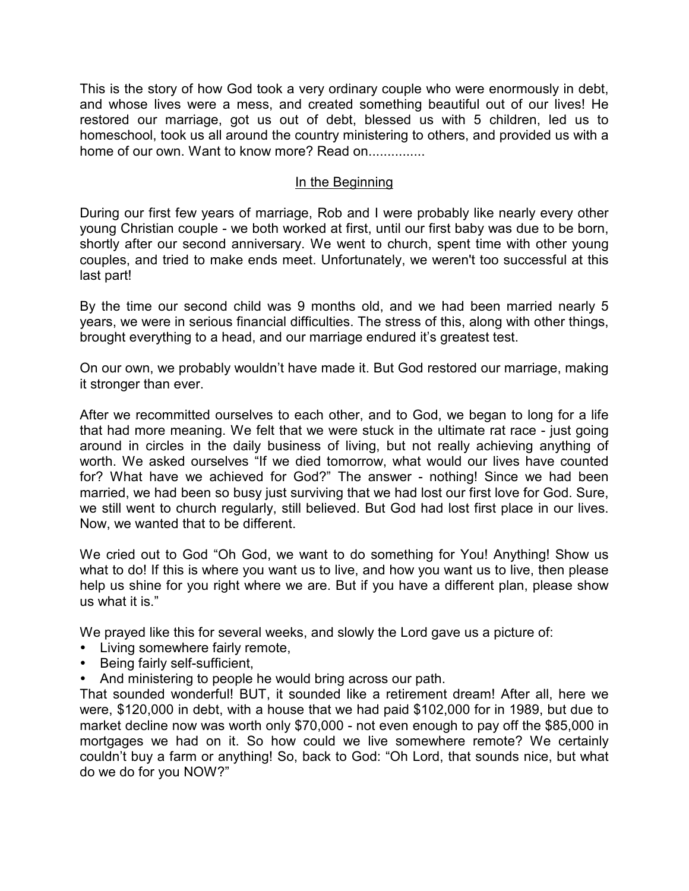This is the story of how God took a very ordinary couple who were enormously in debt, and whose lives were a mess, and created something beautiful out of our lives! He restored our marriage, got us out of debt, blessed us with 5 children, led us to homeschool, took us all around the country ministering to others, and provided us with a home of our own. Want to know more? Read on...............

## In the Beginning

During our first few years of marriage, Rob and I were probably like nearly every other young Christian couple - we both worked at first, until our first baby was due to be born, shortly after our second anniversary. We went to church, spent time with other young couples, and tried to make ends meet. Unfortunately, we weren't too successful at this last part!

By the time our second child was 9 months old, and we had been married nearly 5 years, we were in serious financial difficulties. The stress of this, along with other things, brought everything to a head, and our marriage endured it's greatest test.

On our own, we probably wouldn't have made it. But God restored our marriage, making it stronger than ever.

After we recommitted ourselves to each other, and to God, we began to long for a life that had more meaning. We felt that we were stuck in the ultimate rat race - just going around in circles in the daily business of living, but not really achieving anything of worth. We asked ourselves "If we died tomorrow, what would our lives have counted for? What have we achieved for God?" The answer - nothing! Since we had been married, we had been so busy just surviving that we had lost our first love for God. Sure, we still went to church regularly, still believed. But God had lost first place in our lives. Now, we wanted that to be different.

We cried out to God "Oh God, we want to do something for You! Anything! Show us what to do! If this is where you want us to live, and how you want us to live, then please help us shine for you right where we are. But if you have a different plan, please show us what it is."

We prayed like this for several weeks, and slowly the Lord gave us a picture of:

- Living somewhere fairly remote,
- Being fairly self-sufficient,
- And ministering to people he would bring across our path.

That sounded wonderful! BUT, it sounded like a retirement dream! After all, here we were, $120,000 in debt, with a house that we had paid $102,000 for in 1989, but due to market decline now was worth only $70,000 - not even enough to pay off the $85,000 in mortgages we had on it. So how could we live somewhere remote? We certainly couldn't buy a farm or anything! So, back to God: "Oh Lord, that sounds nice, but what do we do for you NOW?"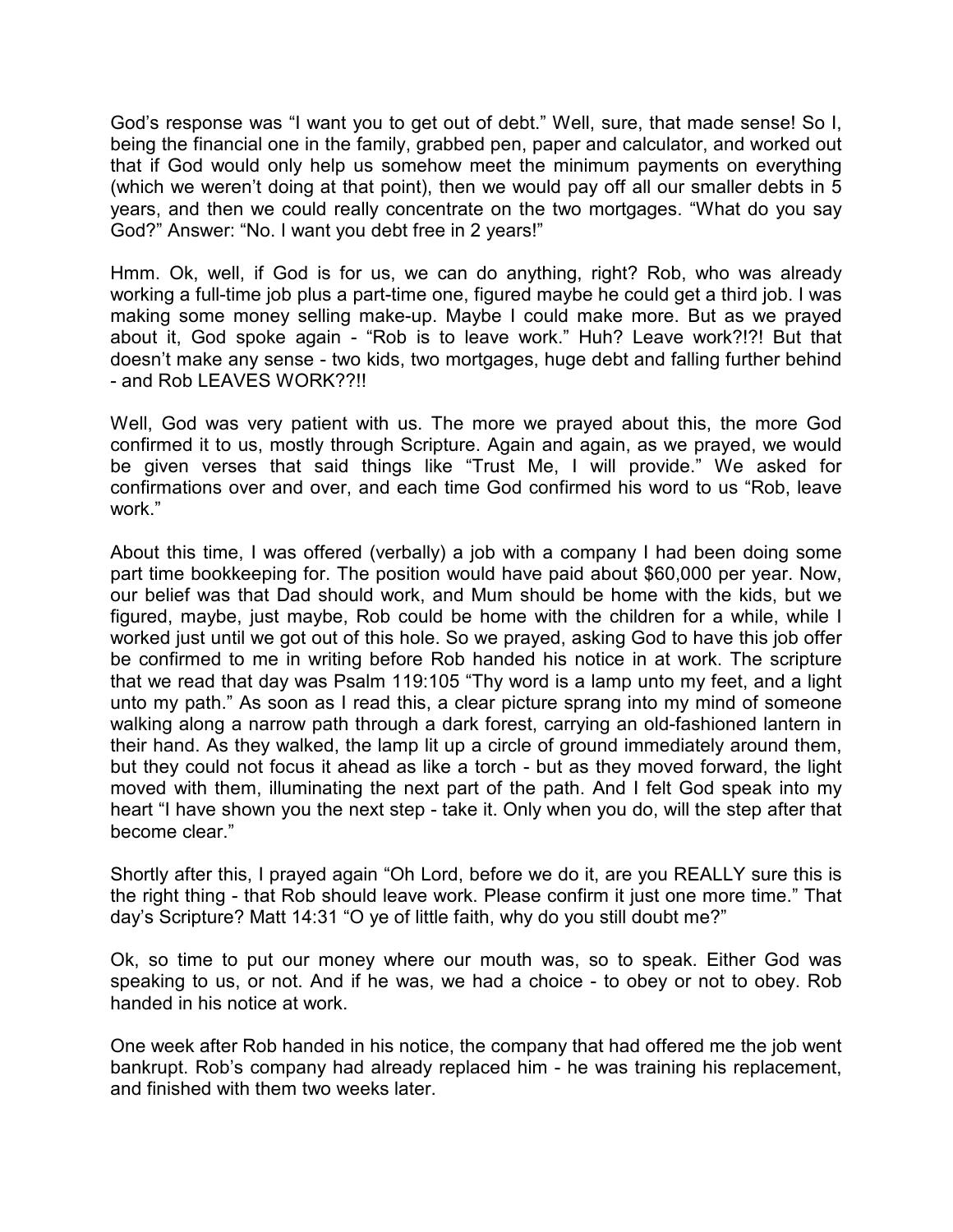God's response was "I want you to get out of debt." Well, sure, that made sense! So I, being the financial one in the family, grabbed pen, paper and calculator, and worked out that if God would only help us somehow meet the minimum payments on everything (which we weren't doing at that point), then we would pay off all our smaller debts in 5 years, and then we could really concentrate on the two mortgages. "What do you say God?" Answer: "No. I want you debt free in 2 years!"

Hmm. Ok, well, if God is for us, we can do anything, right? Rob, who was already working a full-time job plus a part-time one, figured maybe he could get a third job. I was making some money selling make-up. Maybe I could make more. But as we prayed about it, God spoke again - "Rob is to leave work." Huh? Leave work?!?! But that doesn't make any sense - two kids, two mortgages, huge debt and falling further behind - and Rob LEAVES WORK??!!

Well, God was very patient with us. The more we prayed about this, the more God confirmed it to us, mostly through Scripture. Again and again, as we prayed, we would be given verses that said things like "Trust Me, I will provide." We asked for confirmations over and over, and each time God confirmed his word to us "Rob, leave work."

About this time, I was offered (verbally) a job with a company I had been doing some part time bookkeeping for. The position would have paid about $60,000 per year. Now, our belief was that Dad should work, and Mum should be home with the kids, but we figured, maybe, just maybe, Rob could be home with the children for a while, while I worked just until we got out of this hole. So we prayed, asking God to have this job offer be confirmed to me in writing before Rob handed his notice in at work. The scripture that we read that day was Psalm 119:105 "Thy word is a lamp unto my feet, and a light unto my path." As soon as I read this, a clear picture sprang into my mind of someone walking along a narrow path through a dark forest, carrying an old-fashioned lantern in their hand. As they walked, the lamp lit up a circle of ground immediately around them, but they could not focus it ahead as like a torch - but as they moved forward, the light moved with them, illuminating the next part of the path. And I felt God speak into my heart "I have shown you the next step - take it. Only when you do, will the step after that become clear."

Shortly after this, I prayed again "Oh Lord, before we do it, are you REALLY sure this is the right thing - that Rob should leave work. Please confirm it just one more time." That day's Scripture? Matt 14:31 "O ye of little faith, why do you still doubt me?"

Ok, so time to put our money where our mouth was, so to speak. Either God was speaking to us, or not. And if he was, we had a choice - to obey or not to obey. Rob handed in his notice at work.

One week after Rob handed in his notice, the company that had offered me the job went bankrupt. Rob's company had already replaced him - he was training his replacement, and finished with them two weeks later.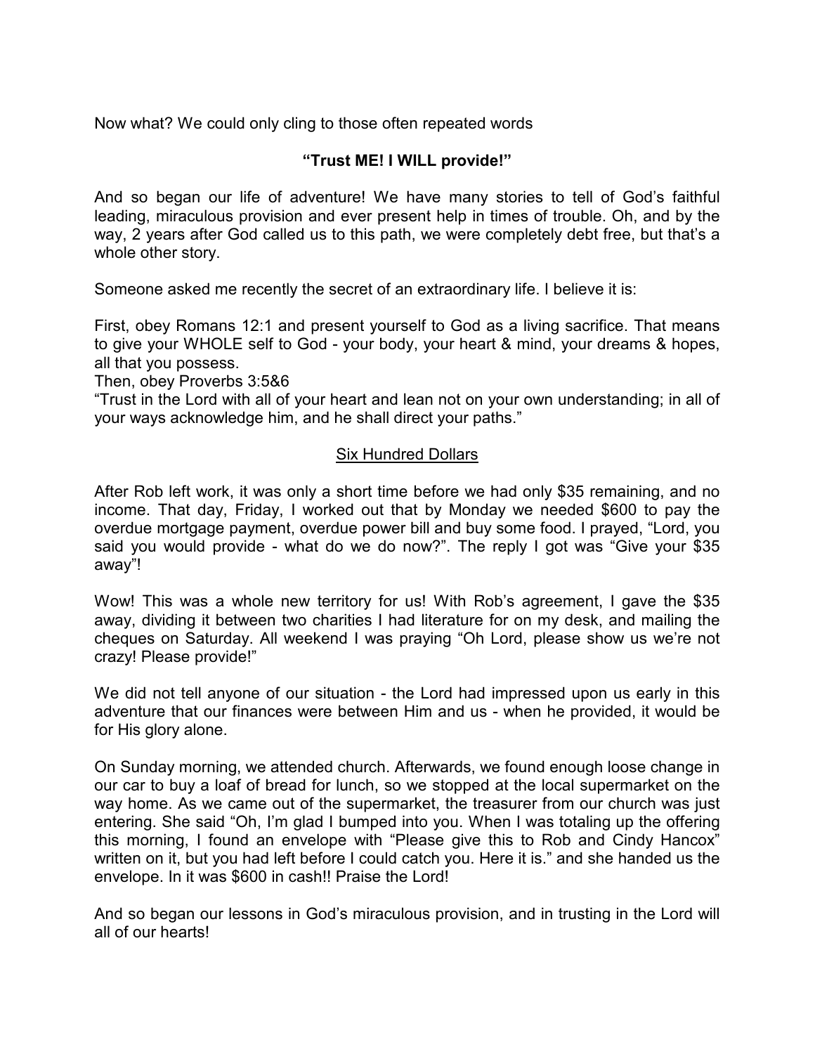Now what? We could only cling to those often repeated words

**“Trust ME! I WILL provide!”**

And so began our life of adventure! We have many stories to tell of God’s faithful leading, miraculous provision and ever present help in times of trouble. Oh, and by the way, 2 years after God called us to this path, we were completely debt free, but that’s a whole other story.

Someone asked me recently the secret of an extraordinary life. I believe it is:

First, obey Romans 12:1 and present yourself to God as a living sacrifice. That means to give your WHOLE self to God - your body, your heart & mind, your dreams & hopes, all that you possess.
Then, obey Proverbs 3:5&6
“Trust in the Lord with all of your heart and lean not on your own understanding; in all of your ways acknowledge him, and he shall direct your paths.”

<u>Six Hundred Dollars</u>

After Rob left work, it was only a short time before we had only $35 remaining, and no income. That day, Friday, I worked out that by Monday we needed $600 to pay the overdue mortgage payment, overdue power bill and buy some food. I prayed, “Lord, you said you would provide - what do we do now?”. The reply I got was “Give your $35 away”!

Wow! This was a whole new territory for us! With Rob’s agreement, I gave the $35 away, dividing it between two charities I had literature for on my desk, and mailing the cheques on Saturday. All weekend I was praying “Oh Lord, please show us we’re not crazy! Please provide!”

We did not tell anyone of our situation - the Lord had impressed upon us early in this adventure that our finances were between Him and us - when he provided, it would be for His glory alone.

On Sunday morning, we attended church. Afterwards, we found enough loose change in our car to buy a loaf of bread for lunch, so we stopped at the local supermarket on the way home. As we came out of the supermarket, the treasurer from our church was just entering. She said “Oh, I’m glad I bumped into you. When I was totaling up the offering this morning, I found an envelope with “Please give this to Rob and Cindy Hancox” written on it, but you had left before I could catch you. Here it is.” and she handed us the envelope. In it was $600 in cash!! Praise the Lord!

And so began our lessons in God’s miraculous provision, and in trusting in the Lord will all of our hearts!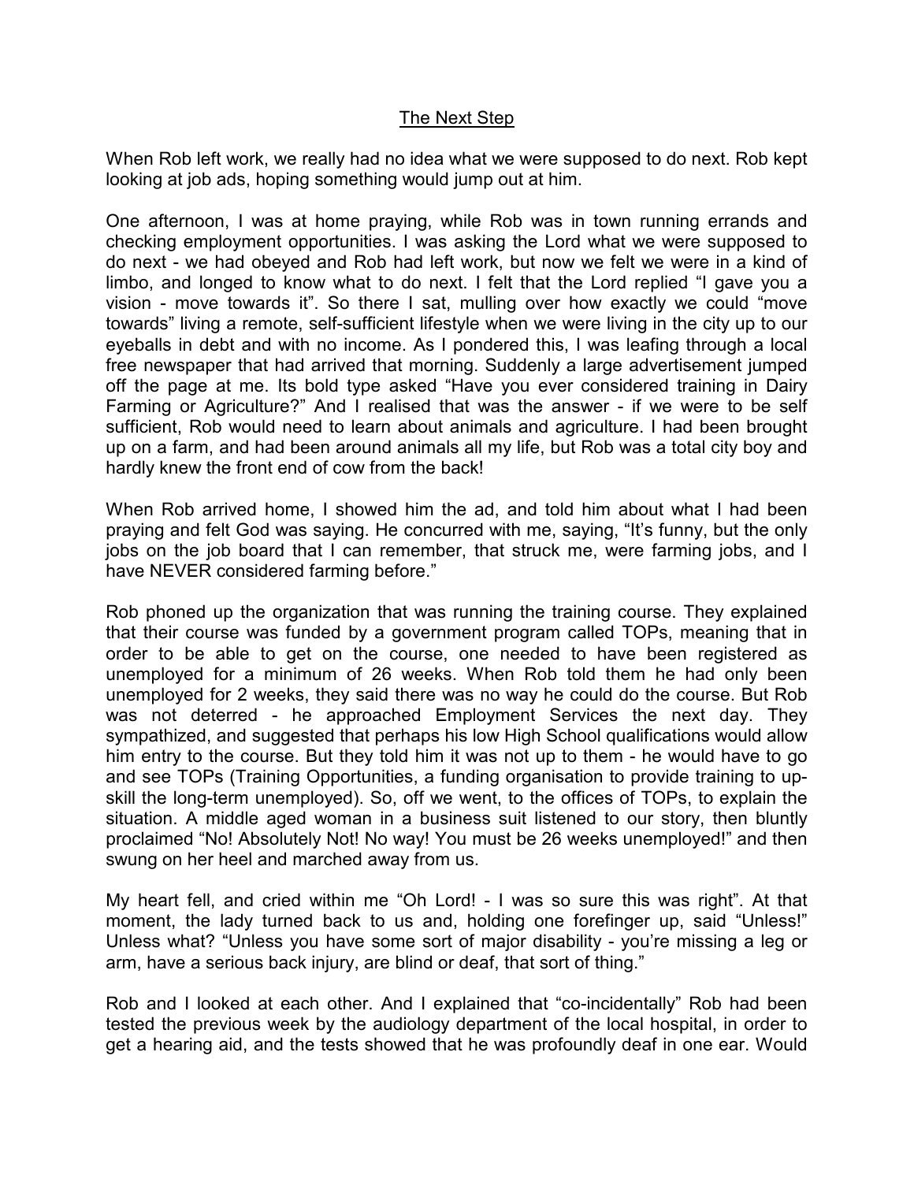## The Next Step

When Rob left work, we really had no idea what we were supposed to do next. Rob kept looking at job ads, hoping something would jump out at him.

One afternoon, I was at home praying, while Rob was in town running errands and checking employment opportunities. I was asking the Lord what we were supposed to do next - we had obeyed and Rob had left work, but now we felt we were in a kind of limbo, and longed to know what to do next. I felt that the Lord replied "I gave you a vision - move towards it". So there I sat, mulling over how exactly we could "move towards" living a remote, self-sufficient lifestyle when we were living in the city up to our eyeballs in debt and with no income. As I pondered this, I was leafing through a local free newspaper that had arrived that morning. Suddenly a large advertisement jumped off the page at me. Its bold type asked "Have you ever considered training in Dairy Farming or Agriculture?" And I realised that was the answer - if we were to be self sufficient, Rob would need to learn about animals and agriculture. I had been brought up on a farm, and had been around animals all my life, but Rob was a total city boy and hardly knew the front end of cow from the back!

When Rob arrived home, I showed him the ad, and told him about what I had been praying and felt God was saying. He concurred with me, saying, "It's funny, but the only jobs on the job board that I can remember, that struck me, were farming jobs, and I have NEVER considered farming before."

Rob phoned up the organization that was running the training course. They explained that their course was funded by a government program called TOPs, meaning that in order to be able to get on the course, one needed to have been registered as unemployed for a minimum of 26 weeks. When Rob told them he had only been unemployed for 2 weeks, they said there was no way he could do the course. But Rob was not deterred - he approached Employment Services the next day. They sympathized, and suggested that perhaps his low High School qualifications would allow him entry to the course. But they told him it was not up to them - he would have to go and see TOPs (Training Opportunities, a funding organisation to provide training to up-skill the long-term unemployed). So, off we went, to the offices of TOPs, to explain the situation. A middle aged woman in a business suit listened to our story, then bluntly proclaimed "No! Absolutely Not! No way! You must be 26 weeks unemployed!" and then swung on her heel and marched away from us.

My heart fell, and cried within me "Oh Lord! - I was so sure this was right". At that moment, the lady turned back to us and, holding one forefinger up, said "Unless!" Unless what? "Unless you have some sort of major disability - you're missing a leg or arm, have a serious back injury, are blind or deaf, that sort of thing."

Rob and I looked at each other. And I explained that "co-incidentally" Rob had been tested the previous week by the audiology department of the local hospital, in order to get a hearing aid, and the tests showed that he was profoundly deaf in one ear. Would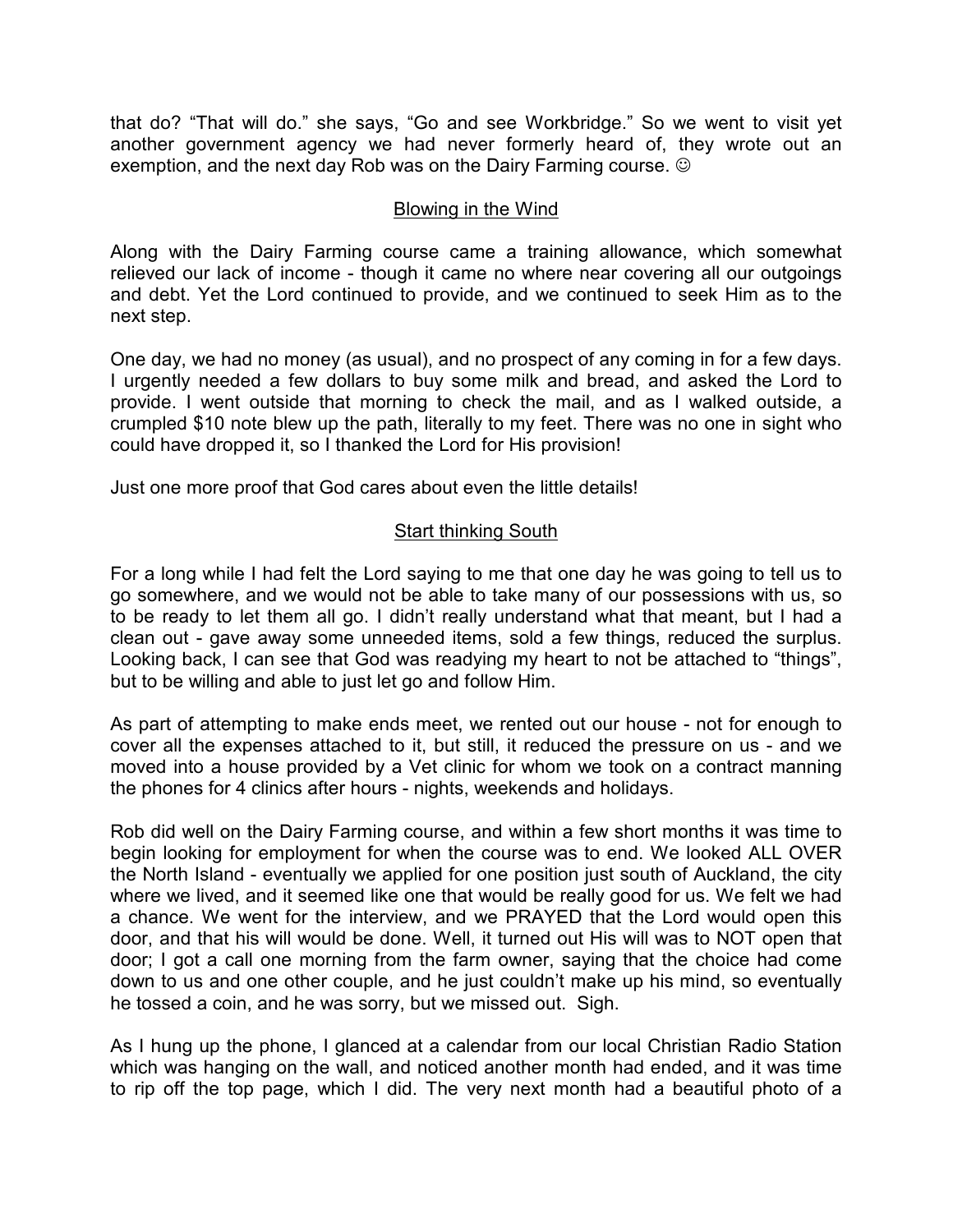that do? "That will do." she says, "Go and see Workbridge." So we went to visit yet another government agency we had never formerly heard of, they wrote out an exemption, and the next day Rob was on the Dairy Farming course. ☺

## Blowing in the Wind

Along with the Dairy Farming course came a training allowance, which somewhat relieved our lack of income - though it came no where near covering all our outgoings and debt. Yet the Lord continued to provide, and we continued to seek Him as to the next step.

One day, we had no money (as usual), and no prospect of any coming in for a few days. I urgently needed a few dollars to buy some milk and bread, and asked the Lord to provide. I went outside that morning to check the mail, and as I walked outside, a crumpled $10 note blew up the path, literally to my feet. There was no one in sight who could have dropped it, so I thanked the Lord for His provision!

Just one more proof that God cares about even the little details!

## Start thinking South

For a long while I had felt the Lord saying to me that one day he was going to tell us to go somewhere, and we would not be able to take many of our possessions with us, so to be ready to let them all go. I didn't really understand what that meant, but I had a clean out - gave away some unneeded items, sold a few things, reduced the surplus. Looking back, I can see that God was readying my heart to not be attached to "things", but to be willing and able to just let go and follow Him.

As part of attempting to make ends meet, we rented out our house - not for enough to cover all the expenses attached to it, but still, it reduced the pressure on us - and we moved into a house provided by a Vet clinic for whom we took on a contract manning the phones for 4 clinics after hours - nights, weekends and holidays.

Rob did well on the Dairy Farming course, and within a few short months it was time to begin looking for employment for when the course was to end. We looked ALL OVER the North Island - eventually we applied for one position just south of Auckland, the city where we lived, and it seemed like one that would be really good for us. We felt we had a chance. We went for the interview, and we PRAYED that the Lord would open this door, and that his will would be done. Well, it turned out His will was to NOT open that door; I got a call one morning from the farm owner, saying that the choice had come down to us and one other couple, and he just couldn't make up his mind, so eventually he tossed a coin, and he was sorry, but we missed out. Sigh.

As I hung up the phone, I glanced at a calendar from our local Christian Radio Station which was hanging on the wall, and noticed another month had ended, and it was time to rip off the top page, which I did. The very next month had a beautiful photo of a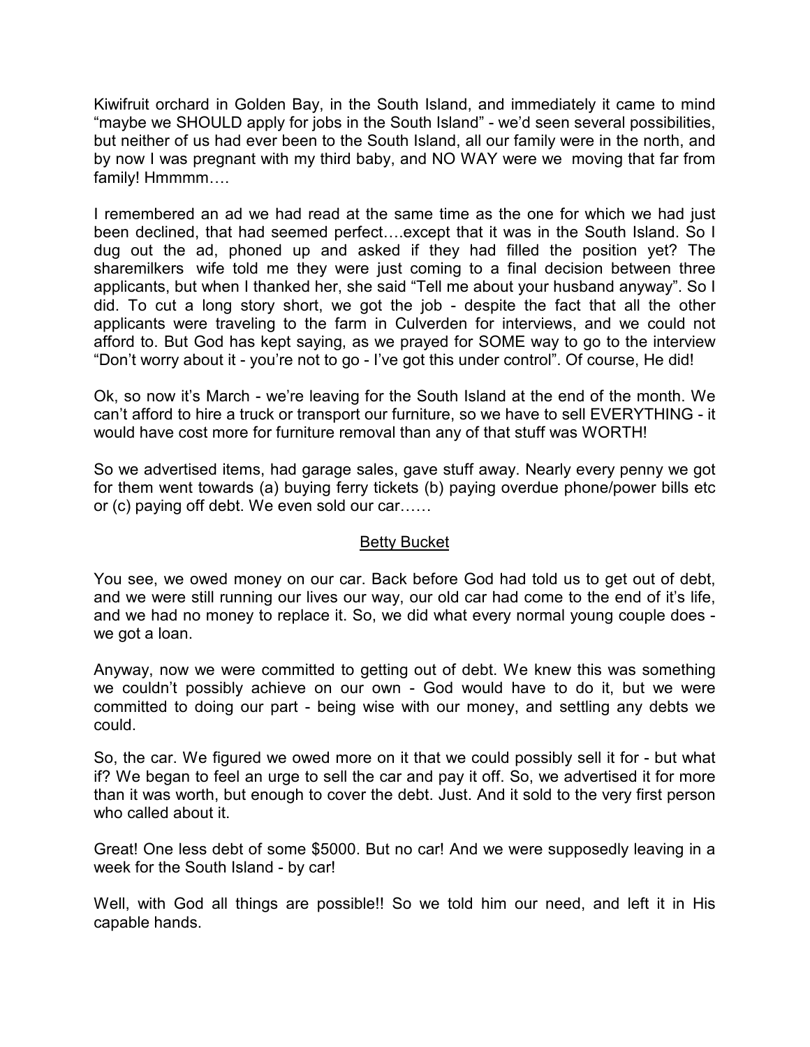Kiwifruit orchard in Golden Bay, in the South Island, and immediately it came to mind "maybe we SHOULD apply for jobs in the South Island" - we'd seen several possibilities, but neither of us had ever been to the South Island, all our family were in the north, and by now I was pregnant with my third baby, and NO WAY were we moving that far from family! Hmmmm….

I remembered an ad we had read at the same time as the one for which we had just been declined, that had seemed perfect….except that it was in the South Island. So I dug out the ad, phoned up and asked if they had filled the position yet? The sharemilkers wife told me they were just coming to a final decision between three applicants, but when I thanked her, she said "Tell me about your husband anyway". So I did. To cut a long story short, we got the job - despite the fact that all the other applicants were traveling to the farm in Culverden for interviews, and we could not afford to. But God has kept saying, as we prayed for SOME way to go to the interview "Don't worry about it - you're not to go - I've got this under control". Of course, He did!

Ok, so now it's March - we're leaving for the South Island at the end of the month. We can't afford to hire a truck or transport our furniture, so we have to sell EVERYTHING - it would have cost more for furniture removal than any of that stuff was WORTH!

So we advertised items, had garage sales, gave stuff away. Nearly every penny we got for them went towards (a) buying ferry tickets (b) paying overdue phone/power bills etc or (c) paying off debt. We even sold our car……

## Betty Bucket

You see, we owed money on our car. Back before God had told us to get out of debt, and we were still running our lives our way, our old car had come to the end of it's life, and we had no money to replace it. So, we did what every normal young couple does - we got a loan.

Anyway, now we were committed to getting out of debt. We knew this was something we couldn't possibly achieve on our own - God would have to do it, but we were committed to doing our part - being wise with our money, and settling any debts we could.

So, the car. We figured we owed more on it that we could possibly sell it for - but what if? We began to feel an urge to sell the car and pay it off. So, we advertised it for more than it was worth, but enough to cover the debt. Just. And it sold to the very first person who called about it.

Great! One less debt of some $5000. But no car! And we were supposedly leaving in a week for the South Island - by car!

Well, with God all things are possible!! So we told him our need, and left it in His capable hands.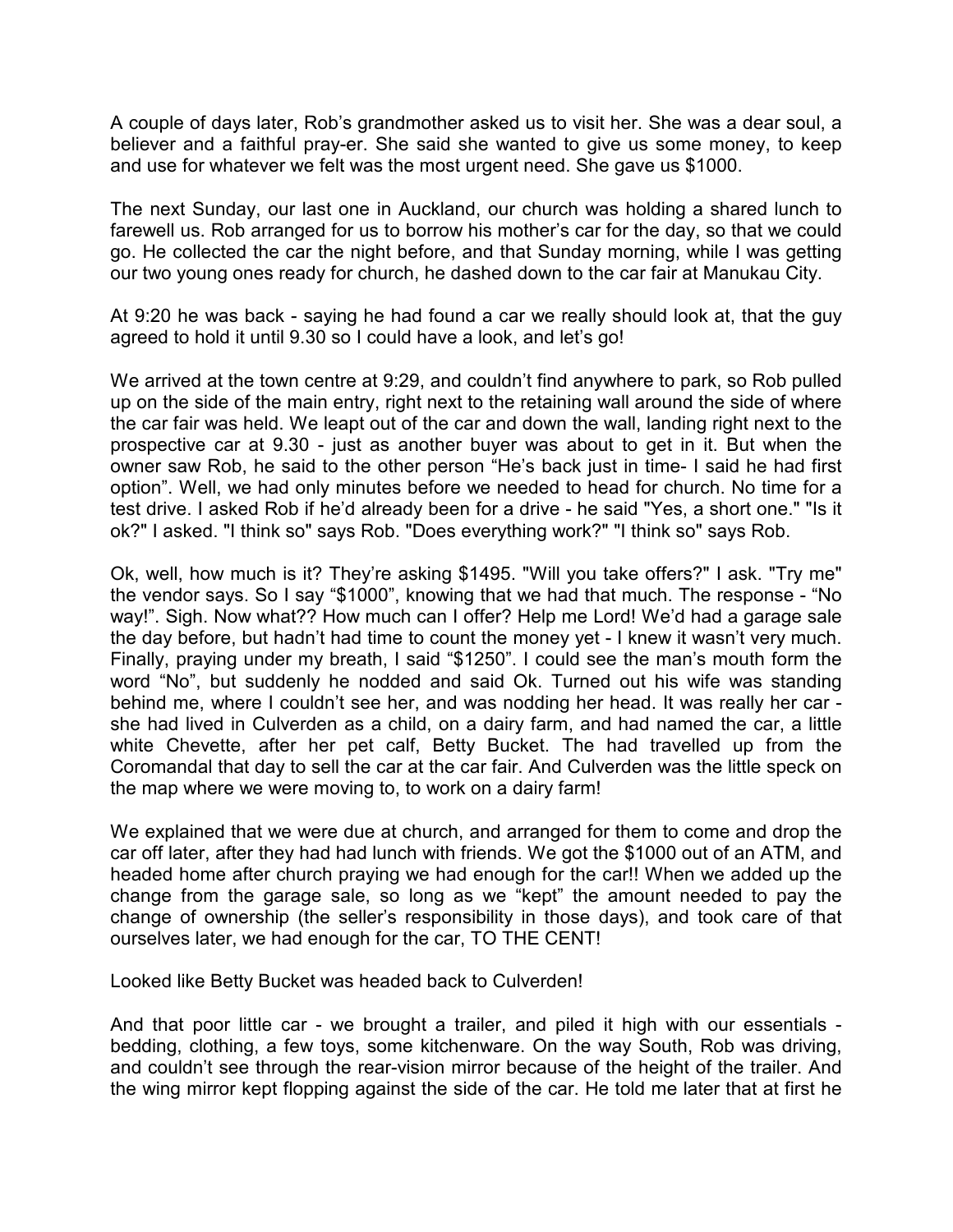A couple of days later, Rob's grandmother asked us to visit her. She was a dear soul, a believer and a faithful pray-er. She said she wanted to give us some money, to keep and use for whatever we felt was the most urgent need. She gave us $1000.

The next Sunday, our last one in Auckland, our church was holding a shared lunch to farewell us. Rob arranged for us to borrow his mother's car for the day, so that we could go. He collected the car the night before, and that Sunday morning, while I was getting our two young ones ready for church, he dashed down to the car fair at Manukau City.

At 9:20 he was back - saying he had found a car we really should look at, that the guy agreed to hold it until 9.30 so I could have a look, and let's go!

We arrived at the town centre at 9:29, and couldn't find anywhere to park, so Rob pulled up on the side of the main entry, right next to the retaining wall around the side of where the car fair was held. We leapt out of the car and down the wall, landing right next to the prospective car at 9.30 - just as another buyer was about to get in it. But when the owner saw Rob, he said to the other person "He's back just in time- I said he had first option". Well, we had only minutes before we needed to head for church. No time for a test drive. I asked Rob if he'd already been for a drive - he said "Yes, a short one." "Is it ok?" I asked. "I think so" says Rob. "Does everything work?" "I think so" says Rob.

Ok, well, how much is it? They're asking $1495. "Will you take offers?" I ask. "Try me" the vendor says. So I say "$1000", knowing that we had that much. The response - "No way!". Sigh. Now what?? How much can I offer? Help me Lord! We'd had a garage sale the day before, but hadn't had time to count the money yet - I knew it wasn't very much. Finally, praying under my breath, I said "$1250". I could see the man's mouth form the word "No", but suddenly he nodded and said Ok. Turned out his wife was standing behind me, where I couldn't see her, and was nodding her head. It was really her car - she had lived in Culverden as a child, on a dairy farm, and had named the car, a little white Chevette, after her pet calf, Betty Bucket. The had travelled up from the Coromandal that day to sell the car at the car fair. And Culverden was the little speck on the map where we were moving to, to work on a dairy farm!

We explained that we were due at church, and arranged for them to come and drop the car off later, after they had had lunch with friends. We got the $1000 out of an ATM, and headed home after church praying we had enough for the car!! When we added up the change from the garage sale, so long as we "kept" the amount needed to pay the change of ownership (the seller's responsibility in those days), and took care of that ourselves later, we had enough for the car, TO THE CENT!

Looked like Betty Bucket was headed back to Culverden!

And that poor little car - we brought a trailer, and piled it high with our essentials - bedding, clothing, a few toys, some kitchenware. On the way South, Rob was driving, and couldn't see through the rear-vision mirror because of the height of the trailer. And the wing mirror kept flopping against the side of the car. He told me later that at first he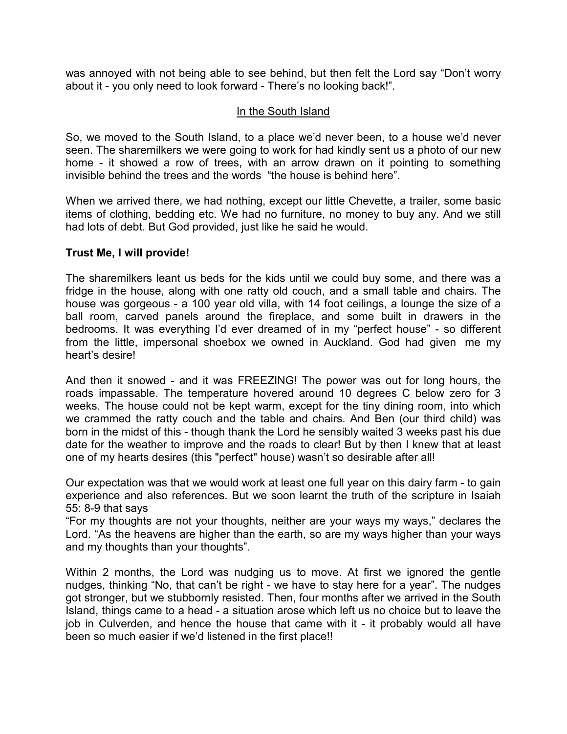was annoyed with not being able to see behind, but then felt the Lord say "Don't worry about it - you only need to look forward - There's no looking back!".

## In the South Island

So, we moved to the South Island, to a place we'd never been, to a house we'd never seen. The sharemilkers we were going to work for had kindly sent us a photo of our new home - it showed a row of trees, with an arrow drawn on it pointing to something invisible behind the trees and the words "the house is behind here".

When we arrived there, we had nothing, except our little Chevette, a trailer, some basic items of clothing, bedding etc. We had no furniture, no money to buy any. And we still had lots of debt. But God provided, just like he said he would.

**Trust Me, I will provide!**

The sharemilkers leant us beds for the kids until we could buy some, and there was a fridge in the house, along with one ratty old couch, and a small table and chairs. The house was gorgeous - a 100 year old villa, with 14 foot ceilings, a lounge the size of a ball room, carved panels around the fireplace, and some built in drawers in the bedrooms. It was everything I'd ever dreamed of in my "perfect house" - so different from the little, impersonal shoebox we owned in Auckland. God had given me my heart's desire!

And then it snowed - and it was FREEZING! The power was out for long hours, the roads impassable. The temperature hovered around 10 degrees C below zero for 3 weeks. The house could not be kept warm, except for the tiny dining room, into which we crammed the ratty couch and the table and chairs. And Ben (our third child) was born in the midst of this - though thank the Lord he sensibly waited 3 weeks past his due date for the weather to improve and the roads to clear! But by then I knew that at least one of my hearts desires (this "perfect" house) wasn't so desirable after all!

Our expectation was that we would work at least one full year on this dairy farm - to gain experience and also references. But we soon learnt the truth of the scripture in Isaiah 55: 8-9 that says
"For my thoughts are not your thoughts, neither are your ways my ways," declares the Lord. "As the heavens are higher than the earth, so are my ways higher than your ways and my thoughts than your thoughts".

Within 2 months, the Lord was nudging us to move. At first we ignored the gentle nudges, thinking "No, that can't be right - we have to stay here for a year". The nudges got stronger, but we stubbornly resisted. Then, four months after we arrived in the South Island, things came to a head - a situation arose which left us no choice but to leave the job in Culverden, and hence the house that came with it - it probably would all have been so much easier if we'd listened in the first place!!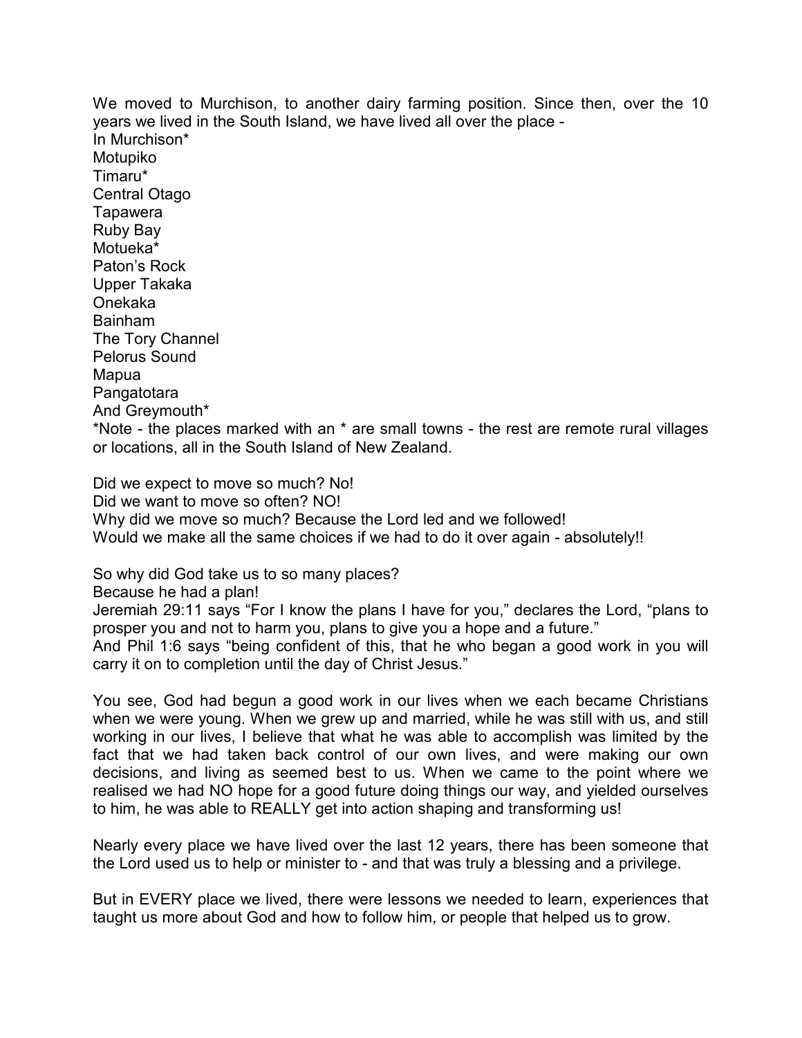We moved to Murchison, to another dairy farming position. Since then, over the 10 years we lived in the South Island, we have lived all over the place -

In Murchison*
Motupiko
Timaru*
Central Otago
Tapawera
Ruby Bay
Motueka*
Paton's Rock
Upper Takaka
Onekaka
Bainham
The Tory Channel
Pelorus Sound
Mapua
Pangatotara
And Greymouth*

*Note - the places marked with an * are small towns - the rest are remote rural villages or locations, all in the South Island of New Zealand.

Did we expect to move so much? No!
Did we want to move so often? NO!
Why did we move so much? Because the Lord led and we followed!
Would we make all the same choices if we had to do it over again - absolutely!!

So why did God take us to so many places?
Because he had a plan!
Jeremiah 29:11 says "For I know the plans I have for you," declares the Lord, "plans to prosper you and not to harm you, plans to give you a hope and a future."
And Phil 1:6 says "being confident of this, that he who began a good work in you will carry it on to completion until the day of Christ Jesus."

You see, God had begun a good work in our lives when we each became Christians when we were young. When we grew up and married, while he was still with us, and still working in our lives, I believe that what he was able to accomplish was limited by the fact that we had taken back control of our own lives, and were making our own decisions, and living as seemed best to us. When we came to the point where we realised we had NO hope for a good future doing things our way, and yielded ourselves to him, he was able to REALLY get into action shaping and transforming us!

Nearly every place we have lived over the last 12 years, there has been someone that the Lord used us to help or minister to - and that was truly a blessing and a privilege.

But in EVERY place we lived, there were lessons we needed to learn, experiences that taught us more about God and how to follow him, or people that helped us to grow.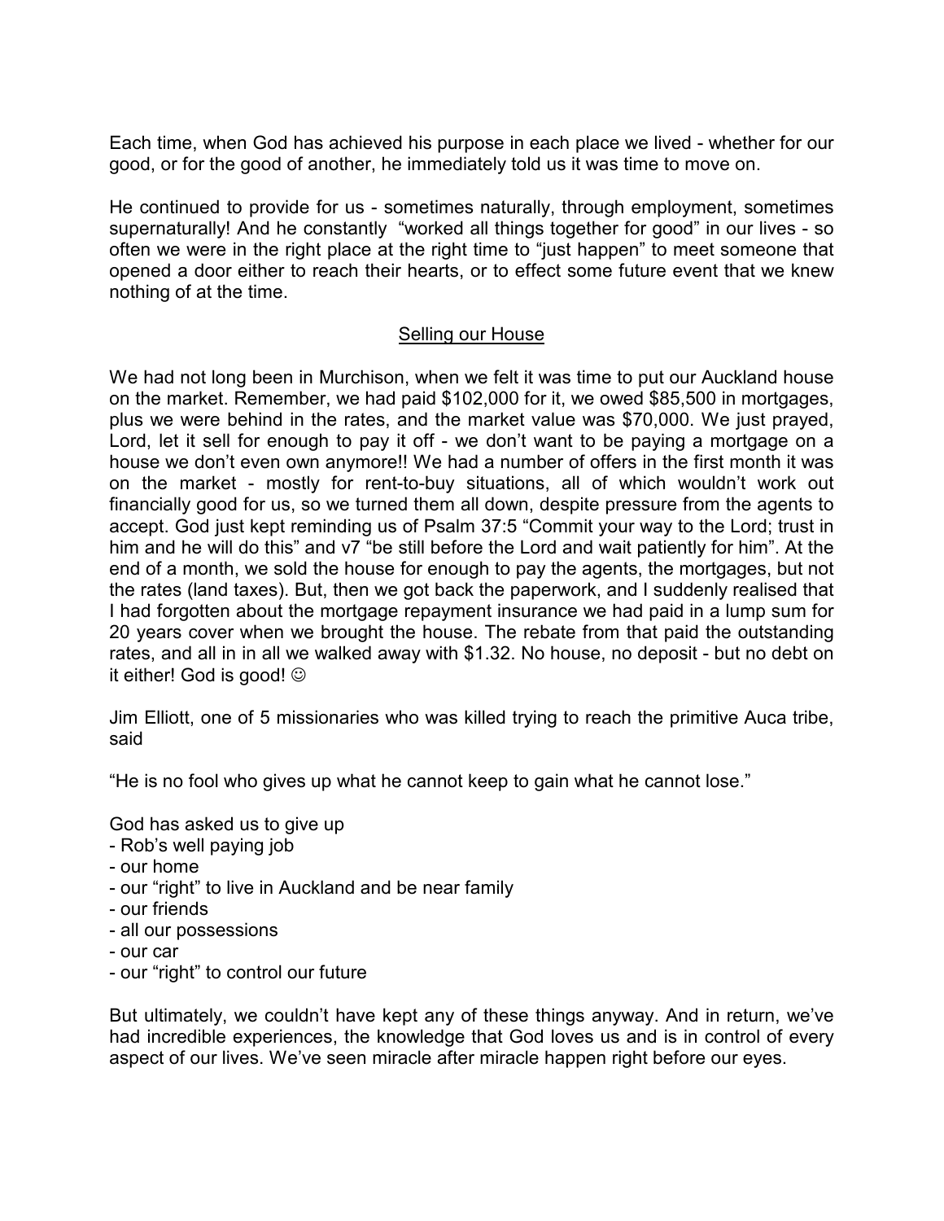Each time, when God has achieved his purpose in each place we lived - whether for our good, or for the good of another, he immediately told us it was time to move on.

He continued to provide for us - sometimes naturally, through employment, sometimes supernaturally! And he constantly "worked all things together for good" in our lives - so often we were in the right place at the right time to "just happen" to meet someone that opened a door either to reach their hearts, or to effect some future event that we knew nothing of at the time.

## Selling our House

We had not long been in Murchison, when we felt it was time to put our Auckland house on the market. Remember, we had paid $102,000 for it, we owed $85,500 in mortgages, plus we were behind in the rates, and the market value was $70,000. We just prayed, Lord, let it sell for enough to pay it off - we don't want to be paying a mortgage on a house we don't even own anymore!! We had a number of offers in the first month it was on the market - mostly for rent-to-buy situations, all of which wouldn't work out financially good for us, so we turned them all down, despite pressure from the agents to accept. God just kept reminding us of Psalm 37:5 "Commit your way to the Lord; trust in him and he will do this" and v7 "be still before the Lord and wait patiently for him". At the end of a month, we sold the house for enough to pay the agents, the mortgages, but not the rates (land taxes). But, then we got back the paperwork, and I suddenly realised that I had forgotten about the mortgage repayment insurance we had paid in a lump sum for 20 years cover when we brought the house. The rebate from that paid the outstanding rates, and all in in all we walked away with $1.32. No house, no deposit - but no debt on it either! God is good! ☺

Jim Elliott, one of 5 missionaries who was killed trying to reach the primitive Auca tribe, said

"He is no fool who gives up what he cannot keep to gain what he cannot lose."

God has asked us to give up

- Rob's well paying job
- our home
- our "right" to live in Auckland and be near family
- our friends
- all our possessions
- our car
- our "right" to control our future

But ultimately, we couldn't have kept any of these things anyway. And in return, we've had incredible experiences, the knowledge that God loves us and is in control of every aspect of our lives. We've seen miracle after miracle happen right before our eyes.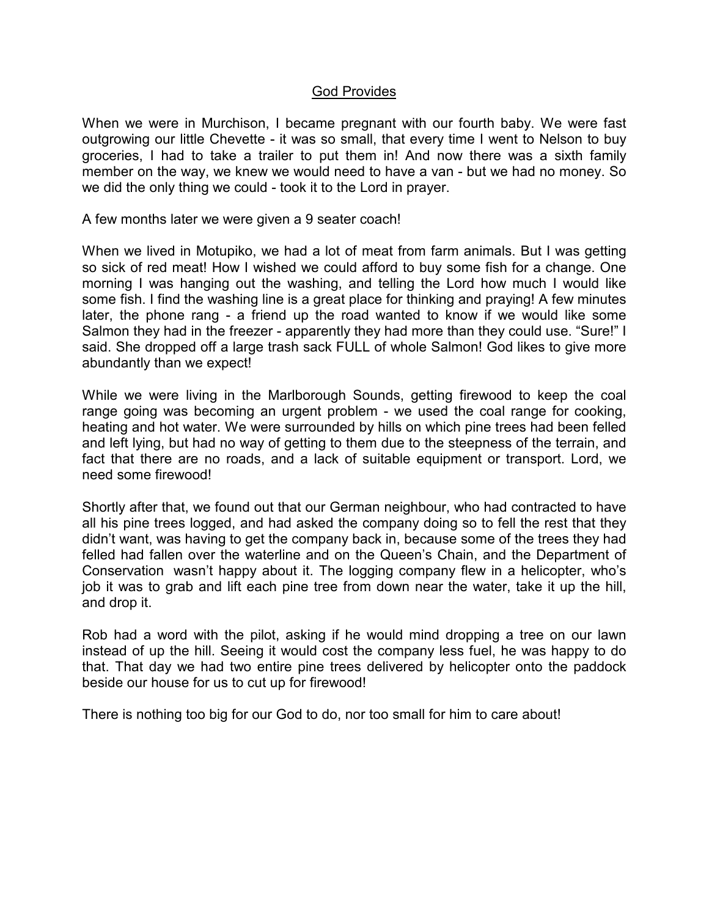## God Provides

When we were in Murchison, I became pregnant with our fourth baby. We were fast outgrowing our little Chevette - it was so small, that every time I went to Nelson to buy groceries, I had to take a trailer to put them in! And now there was a sixth family member on the way, we knew we would need to have a van - but we had no money. So we did the only thing we could - took it to the Lord in prayer.

A few months later we were given a 9 seater coach!

When we lived in Motupiko, we had a lot of meat from farm animals. But I was getting so sick of red meat! How I wished we could afford to buy some fish for a change. One morning I was hanging out the washing, and telling the Lord how much I would like some fish. I find the washing line is a great place for thinking and praying! A few minutes later, the phone rang - a friend up the road wanted to know if we would like some Salmon they had in the freezer - apparently they had more than they could use. "Sure!" I said. She dropped off a large trash sack FULL of whole Salmon! God likes to give more abundantly than we expect!

While we were living in the Marlborough Sounds, getting firewood to keep the coal range going was becoming an urgent problem - we used the coal range for cooking, heating and hot water. We were surrounded by hills on which pine trees had been felled and left lying, but had no way of getting to them due to the steepness of the terrain, and fact that there are no roads, and a lack of suitable equipment or transport. Lord, we need some firewood!

Shortly after that, we found out that our German neighbour, who had contracted to have all his pine trees logged, and had asked the company doing so to fell the rest that they didn't want, was having to get the company back in, because some of the trees they had felled had fallen over the waterline and on the Queen's Chain, and the Department of Conservation wasn't happy about it. The logging company flew in a helicopter, who's job it was to grab and lift each pine tree from down near the water, take it up the hill, and drop it.

Rob had a word with the pilot, asking if he would mind dropping a tree on our lawn instead of up the hill. Seeing it would cost the company less fuel, he was happy to do that. That day we had two entire pine trees delivered by helicopter onto the paddock beside our house for us to cut up for firewood!

There is nothing too big for our God to do, nor too small for him to care about!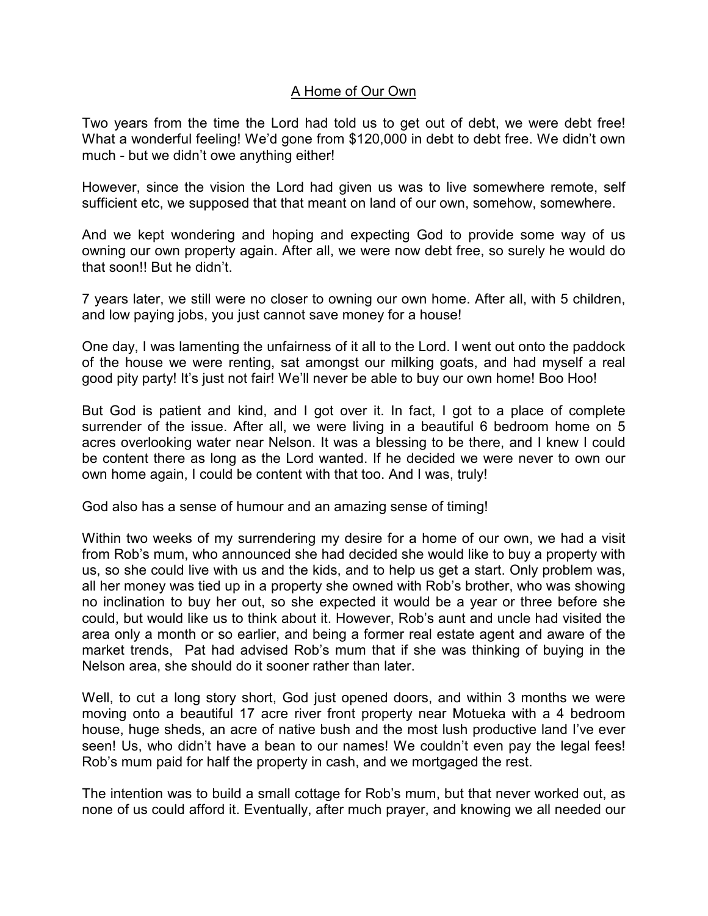## A Home of Our Own

Two years from the time the Lord had told us to get out of debt, we were debt free! What a wonderful feeling! We'd gone from $120,000 in debt to debt free. We didn't own much - but we didn't owe anything either!

However, since the vision the Lord had given us was to live somewhere remote, self sufficient etc, we supposed that that meant on land of our own, somehow, somewhere.

And we kept wondering and hoping and expecting God to provide some way of us owning our own property again. After all, we were now debt free, so surely he would do that soon!! But he didn't.

7 years later, we still were no closer to owning our own home. After all, with 5 children, and low paying jobs, you just cannot save money for a house!

One day, I was lamenting the unfairness of it all to the Lord. I went out onto the paddock of the house we were renting, sat amongst our milking goats, and had myself a real good pity party! It's just not fair! We'll never be able to buy our own home! Boo Hoo!

But God is patient and kind, and I got over it. In fact, I got to a place of complete surrender of the issue. After all, we were living in a beautiful 6 bedroom home on 5 acres overlooking water near Nelson. It was a blessing to be there, and I knew I could be content there as long as the Lord wanted. If he decided we were never to own our own home again, I could be content with that too. And I was, truly!

God also has a sense of humour and an amazing sense of timing!

Within two weeks of my surrendering my desire for a home of our own, we had a visit from Rob's mum, who announced she had decided she would like to buy a property with us, so she could live with us and the kids, and to help us get a start. Only problem was, all her money was tied up in a property she owned with Rob's brother, who was showing no inclination to buy her out, so she expected it would be a year or three before she could, but would like us to think about it. However, Rob's aunt and uncle had visited the area only a month or so earlier, and being a former real estate agent and aware of the market trends, Pat had advised Rob's mum that if she was thinking of buying in the Nelson area, she should do it sooner rather than later.

Well, to cut a long story short, God just opened doors, and within 3 months we were moving onto a beautiful 17 acre river front property near Motueka with a 4 bedroom house, huge sheds, an acre of native bush and the most lush productive land I've ever seen! Us, who didn't have a bean to our names! We couldn't even pay the legal fees! Rob's mum paid for half the property in cash, and we mortgaged the rest.

The intention was to build a small cottage for Rob's mum, but that never worked out, as none of us could afford it. Eventually, after much prayer, and knowing we all needed our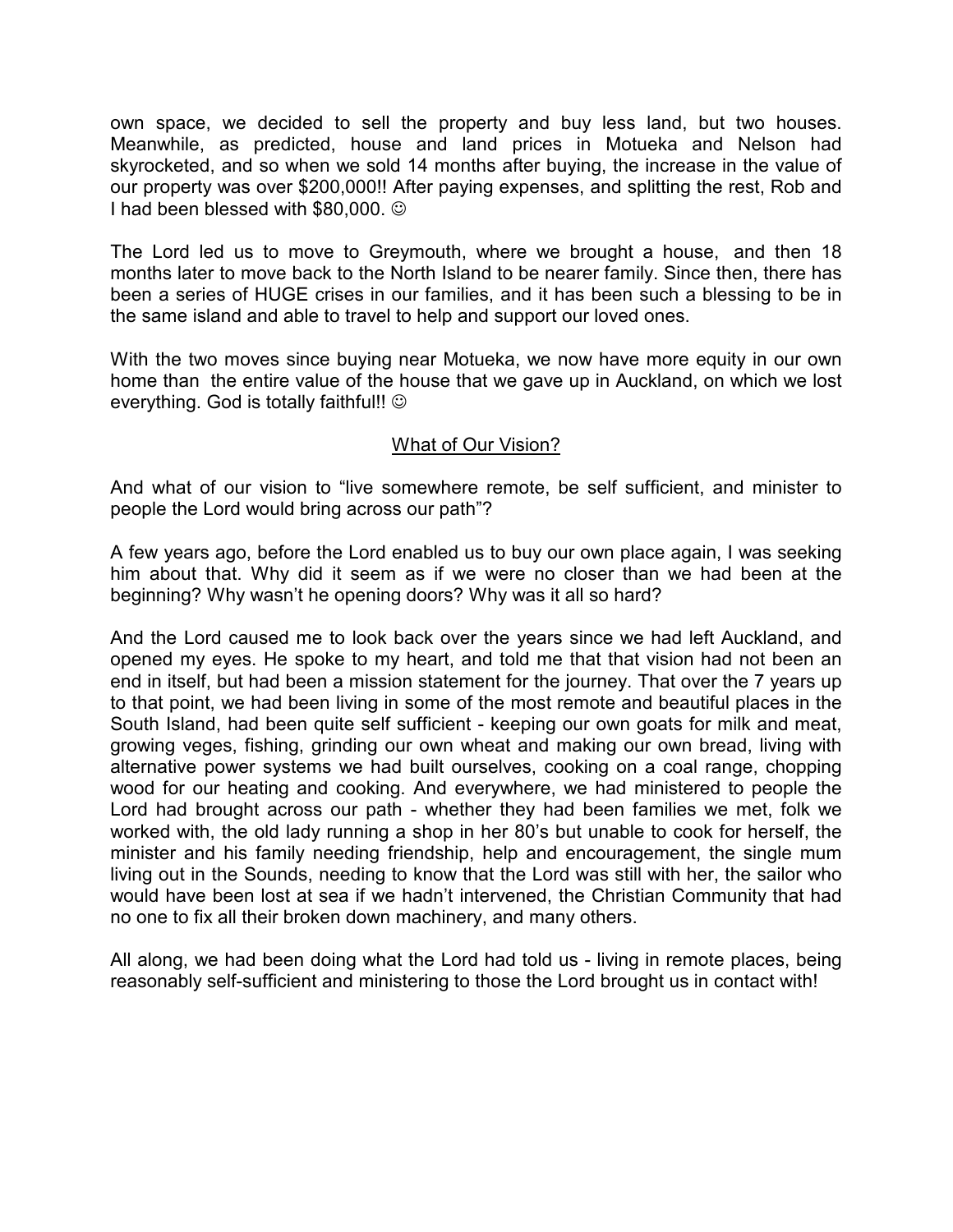own space, we decided to sell the property and buy less land, but two houses. Meanwhile, as predicted, house and land prices in Motueka and Nelson had skyrocketed, and so when we sold 14 months after buying, the increase in the value of our property was over $200,000!! After paying expenses, and splitting the rest, Rob and I had been blessed with $80,000. ☺

The Lord led us to move to Greymouth, where we brought a house, and then 18 months later to move back to the North Island to be nearer family. Since then, there has been a series of HUGE crises in our families, and it has been such a blessing to be in the same island and able to travel to help and support our loved ones.

With the two moves since buying near Motueka, we now have more equity in our own home than the entire value of the house that we gave up in Auckland, on which we lost everything. God is totally faithful!! ☺

## What of Our Vision?

And what of our vision to "live somewhere remote, be self sufficient, and minister to people the Lord would bring across our path"?

A few years ago, before the Lord enabled us to buy our own place again, I was seeking him about that. Why did it seem as if we were no closer than we had been at the beginning? Why wasn't he opening doors? Why was it all so hard?

And the Lord caused me to look back over the years since we had left Auckland, and opened my eyes. He spoke to my heart, and told me that that vision had not been an end in itself, but had been a mission statement for the journey. That over the 7 years up to that point, we had been living in some of the most remote and beautiful places in the South Island, had been quite self sufficient - keeping our own goats for milk and meat, growing veges, fishing, grinding our own wheat and making our own bread, living with alternative power systems we had built ourselves, cooking on a coal range, chopping wood for our heating and cooking. And everywhere, we had ministered to people the Lord had brought across our path - whether they had been families we met, folk we worked with, the old lady running a shop in her 80's but unable to cook for herself, the minister and his family needing friendship, help and encouragement, the single mum living out in the Sounds, needing to know that the Lord was still with her, the sailor who would have been lost at sea if we hadn't intervened, the Christian Community that had no one to fix all their broken down machinery, and many others.

All along, we had been doing what the Lord had told us - living in remote places, being reasonably self-sufficient and ministering to those the Lord brought us in contact with!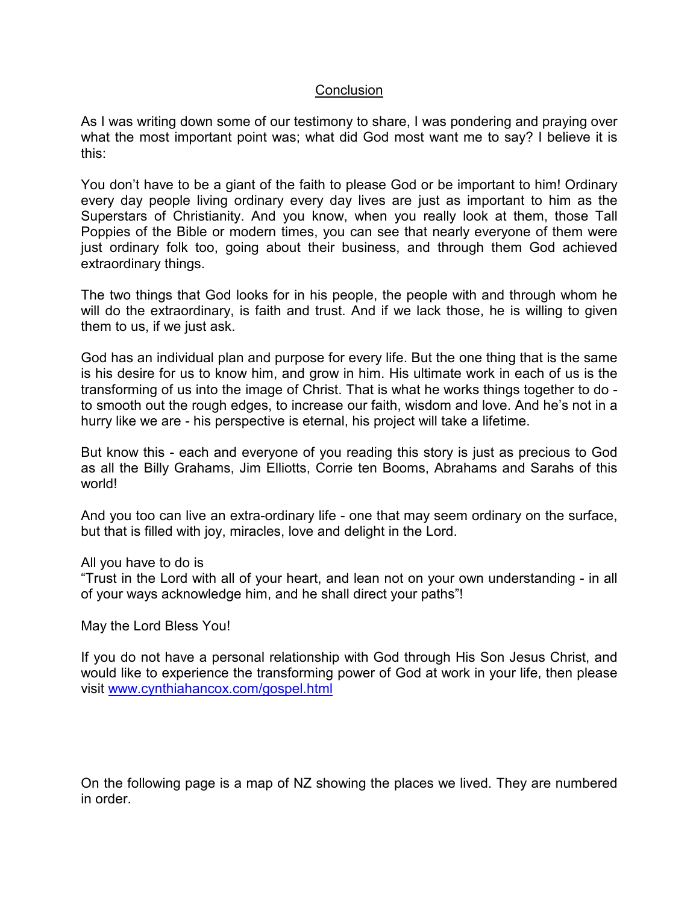## Conclusion

As I was writing down some of our testimony to share, I was pondering and praying over what the most important point was; what did God most want me to say? I believe it is this:

You don't have to be a giant of the faith to please God or be important to him! Ordinary every day people living ordinary every day lives are just as important to him as the Superstars of Christianity. And you know, when you really look at them, those Tall Poppies of the Bible or modern times, you can see that nearly everyone of them were just ordinary folk too, going about their business, and through them God achieved extraordinary things.

The two things that God looks for in his people, the people with and through whom he will do the extraordinary, is faith and trust. And if we lack those, he is willing to given them to us, if we just ask.

God has an individual plan and purpose for every life. But the one thing that is the same is his desire for us to know him, and grow in him. His ultimate work in each of us is the transforming of us into the image of Christ. That is what he works things together to do - to smooth out the rough edges, to increase our faith, wisdom and love. And he's not in a hurry like we are - his perspective is eternal, his project will take a lifetime.

But know this - each and everyone of you reading this story is just as precious to God as all the Billy Grahams, Jim Elliotts, Corrie ten Booms, Abrahams and Sarahs of this world!

And you too can live an extra-ordinary life - one that may seem ordinary on the surface, but that is filled with joy, miracles, love and delight in the Lord.

All you have to do is
"Trust in the Lord with all of your heart, and lean not on your own understanding - in all of your ways acknowledge him, and he shall direct your paths"!

May the Lord Bless You!

If you do not have a personal relationship with God through His Son Jesus Christ, and would like to experience the transforming power of God at work in your life, then please visit [www.cynthiahancox.com/gospel.html](www.cynthiahancox.com/gospel.html)

On the following page is a map of NZ showing the places we lived. They are numbered in order.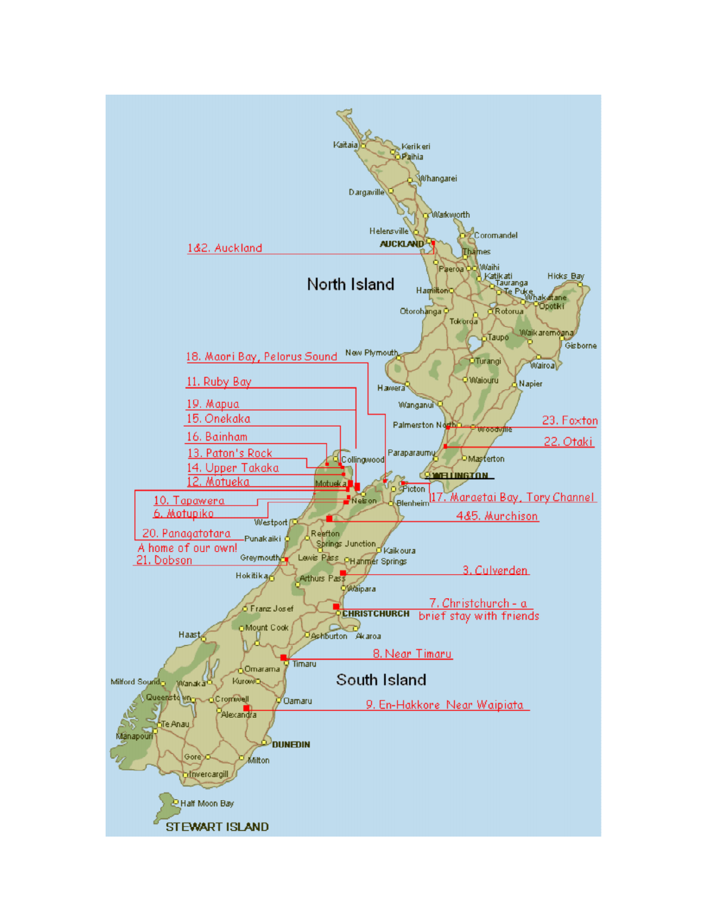1&2. Auckland

18. Maori Bay, Pelorus Sound

11. Ruby Bay

19. Mapua

15. Onekaka

16. Bainham

13. Paton's Rock

14. Upper Takaka

12. Motueka

10. Tapawera

6. Motupiko

20. Panagatotara
A home of our own!

21. Dobson

23. Foxton

22. Otaki

17. Maraetai Bay, Tory Channel

4&5. Murchison

3. Culverden

7. Christchurch - a brief stay with friends

8. Near Timaru

9. En-Hakkore Near Waipiata

North Island

South Island

Kaitaia
Kerikeri
Paihia
Whangarei
Dargaville
Warkworth
Helensville
AUCKLAND
Coromandel
Thames
Paeroa
Waihi
Katikati
Tauranga
Te Puke
Whakatane
Opotiki
Hicks Bay
Hamilton
Otorohanga
Rotorua
Tokoroa
Taupo
Waikaremoana
Gisborne
Wairoa
Turangi
Waiouru
Napier
New Plymouth
Hawera
Wanganui
Palmerston North
Woodville
Paraparaumu
Masterton
WELLINGTON
Collingwood
Motueka
Nelson
Picton
Blenheim
Westport
Reefton
Springs Junction
Punakaiki
Greymouth
Lewis Pass
Hanmer Springs
Kaikoura
Hokitika
Arthurs Pass
Waipara
Franz Josef
CHRISTCHURCH
Mount Cook
Ashburton
Akaroa
Haast
Timaru
Omarama
Milford Sound
Wanaka
Kurow
Queenstown
Cromwell
Oamaru
Alexandra
Te Anau
Manapouri
DUNEDIN
Gore
Milton
Invercargill
Half Moon Bay
STEWART ISLAND